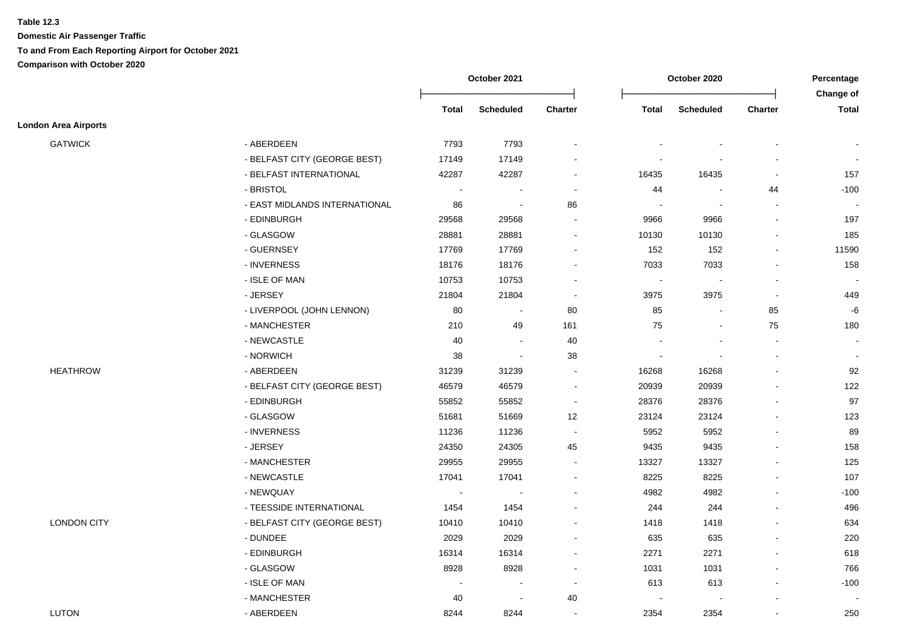**Table 12.3**

**Domestic Air Passenger Traffic**

**To and From Each Reporting Airport for October 2021**

**Comparison with October 2020**

| | | October 2021 | | | October 2020 | | | Percentage Change of |
|---|---|---|---|---|---|---|---|---|
| | | Total | Scheduled | Charter | Total | Scheduled | Charter | Total |
| **London Area Airports** | | | | | | | | |
| GATWICK | - ABERDEEN | 7793 | 7793 | - | - | - | - | - |
| | - BELFAST CITY (GEORGE BEST) | 17149 | 17149 | - | - | - | - | - |
| | - BELFAST INTERNATIONAL | 42287 | 42287 | - | 16435 | 16435 | - | 157 |
| | - BRISTOL | - | - | - | 44 | - | 44 | -100 |
| | - EAST MIDLANDS INTERNATIONAL | 86 | - | 86 | - | - | - | - |
| | - EDINBURGH | 29568 | 29568 | - | 9966 | 9966 | - | 197 |
| | - GLASGOW | 28881 | 28881 | - | 10130 | 10130 | - | 185 |
| | - GUERNSEY | 17769 | 17769 | - | 152 | 152 | - | 11590 |
| | - INVERNESS | 18176 | 18176 | - | 7033 | 7033 | - | 158 |
| | - ISLE OF MAN | 10753 | 10753 | - | - | - | - | - |
| | - JERSEY | 21804 | 21804 | - | 3975 | 3975 | - | 449 |
| | - LIVERPOOL (JOHN LENNON) | 80 | - | 80 | 85 | - | 85 | -6 |
| | - MANCHESTER | 210 | 49 | 161 | 75 | - | 75 | 180 |
| | - NEWCASTLE | 40 | - | 40 | - | - | - | - |
| | - NORWICH | 38 | - | 38 | - | - | - | - |
| HEATHROW | - ABERDEEN | 31239 | 31239 | - | 16268 | 16268 | - | 92 |
| | - BELFAST CITY (GEORGE BEST) | 46579 | 46579 | - | 20939 | 20939 | - | 122 |
| | - EDINBURGH | 55852 | 55852 | - | 28376 | 28376 | - | 97 |
| | - GLASGOW | 51681 | 51669 | 12 | 23124 | 23124 | - | 123 |
| | - INVERNESS | 11236 | 11236 | - | 5952 | 5952 | - | 89 |
| | - JERSEY | 24350 | 24305 | 45 | 9435 | 9435 | - | 158 |
| | - MANCHESTER | 29955 | 29955 | - | 13327 | 13327 | - | 125 |
| | - NEWCASTLE | 17041 | 17041 | - | 8225 | 8225 | - | 107 |
| | - NEWQUAY | - | - | - | 4982 | 4982 | - | -100 |
| | - TEESSIDE INTERNATIONAL | 1454 | 1454 | - | 244 | 244 | - | 496 |
| LONDON CITY | - BELFAST CITY (GEORGE BEST) | 10410 | 10410 | - | 1418 | 1418 | - | 634 |
| | - DUNDEE | 2029 | 2029 | - | 635 | 635 | - | 220 |
| | - EDINBURGH | 16314 | 16314 | - | 2271 | 2271 | - | 618 |
| | - GLASGOW | 8928 | 8928 | - | 1031 | 1031 | - | 766 |
| | - ISLE OF MAN | - | - | - | 613 | 613 | - | -100 |
| | - MANCHESTER | 40 | - | 40 | - | - | - | - |
| LUTON | - ABERDEEN | 8244 | 8244 | - | 2354 | 2354 | - | 250 |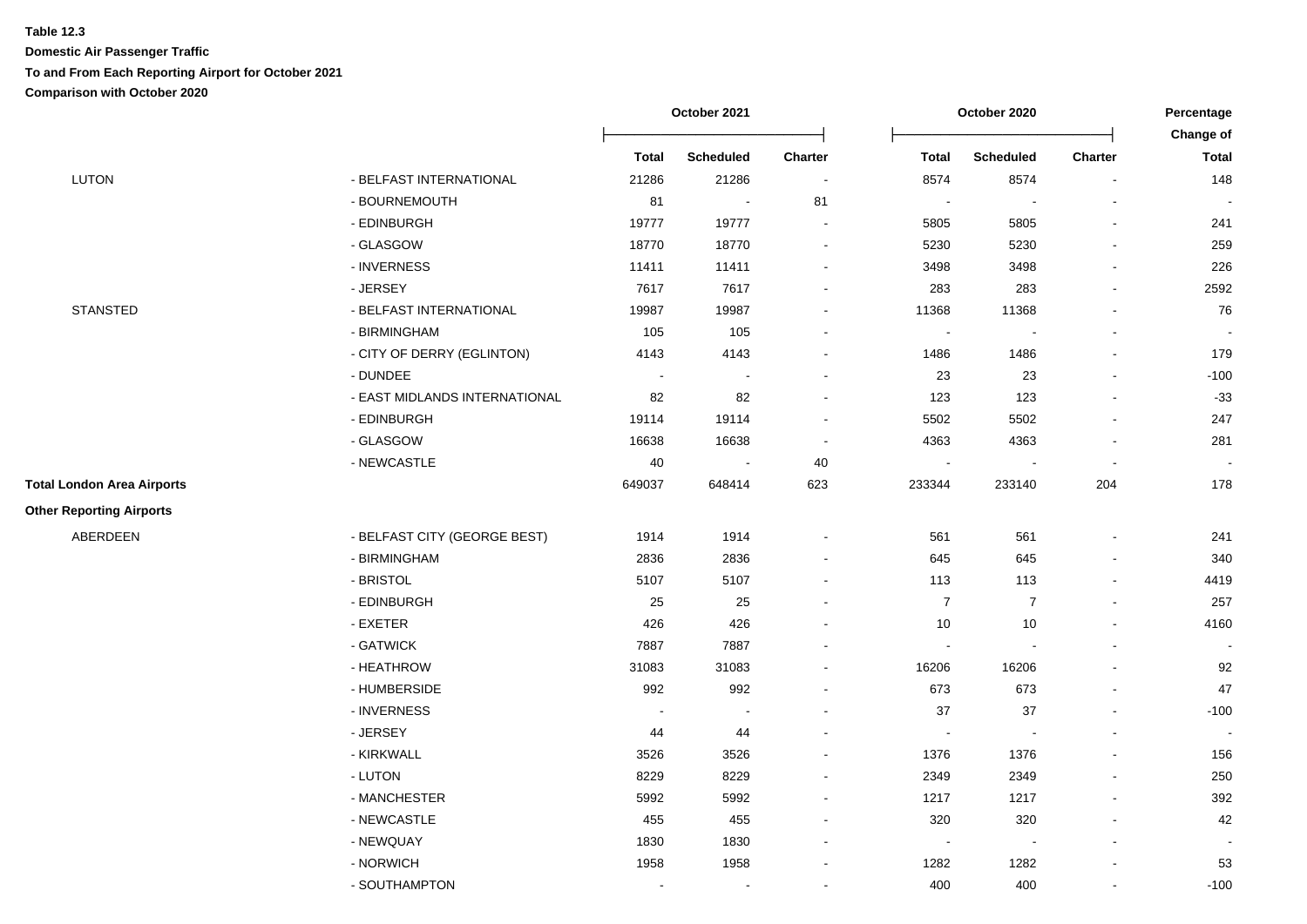**Table 12.3**

**Domestic Air Passenger Traffic**

**To and From Each Reporting Airport for October 2021**

**Comparison with October 2020**

| | | October 2021 | | | October 2020 | | | Percentage Change of |
|---|---|---|---|---|---|---|---|---|
| | | **Total** | **Scheduled** | **Charter** | **Total** | **Scheduled** | **Charter** | **Total** |
| LUTON | - BELFAST INTERNATIONAL | 21286 | 21286 | - | 8574 | 8574 | - | 148 |
| | - BOURNEMOUTH | 81 | - | 81 | - | - | - | - |
| | - EDINBURGH | 19777 | 19777 | - | 5805 | 5805 | - | 241 |
| | - GLASGOW | 18770 | 18770 | - | 5230 | 5230 | - | 259 |
| | - INVERNESS | 11411 | 11411 | - | 3498 | 3498 | - | 226 |
| | - JERSEY | 7617 | 7617 | - | 283 | 283 | - | 2592 |
| STANSTED | - BELFAST INTERNATIONAL | 19987 | 19987 | - | 11368 | 11368 | - | 76 |
| | - BIRMINGHAM | 105 | 105 | - | - | - | - | - |
| | - CITY OF DERRY (EGLINTON) | 4143 | 4143 | - | 1486 | 1486 | - | 179 |
| | - DUNDEE | - | - | - | 23 | 23 | - | -100 |
| | - EAST MIDLANDS INTERNATIONAL | 82 | 82 | - | 123 | 123 | - | -33 |
| | - EDINBURGH | 19114 | 19114 | - | 5502 | 5502 | - | 247 |
| | - GLASGOW | 16638 | 16638 | - | 4363 | 4363 | - | 281 |
| | - NEWCASTLE | 40 | - | 40 | - | - | - | - |
| **Total London Area Airports** | | 649037 | 648414 | 623 | 233344 | 233140 | 204 | 178 |
| **Other Reporting Airports** | | | | | | | | |
| ABERDEEN | - BELFAST CITY (GEORGE BEST) | 1914 | 1914 | - | 561 | 561 | - | 241 |
| | - BIRMINGHAM | 2836 | 2836 | - | 645 | 645 | - | 340 |
| | - BRISTOL | 5107 | 5107 | - | 113 | 113 | - | 4419 |
| | - EDINBURGH | 25 | 25 | - | 7 | 7 | - | 257 |
| | - EXETER | 426 | 426 | - | 10 | 10 | - | 4160 |
| | - GATWICK | 7887 | 7887 | - | - | - | - | - |
| | - HEATHROW | 31083 | 31083 | - | 16206 | 16206 | - | 92 |
| | - HUMBERSIDE | 992 | 992 | - | 673 | 673 | - | 47 |
| | - INVERNESS | - | - | - | 37 | 37 | - | -100 |
| | - JERSEY | 44 | 44 | - | - | - | - | - |
| | - KIRKWALL | 3526 | 3526 | - | 1376 | 1376 | - | 156 |
| | - LUTON | 8229 | 8229 | - | 2349 | 2349 | - | 250 |
| | - MANCHESTER | 5992 | 5992 | - | 1217 | 1217 | - | 392 |
| | - NEWCASTLE | 455 | 455 | - | 320 | 320 | - | 42 |
| | - NEWQUAY | 1830 | 1830 | - | - | - | - | - |
| | - NORWICH | 1958 | 1958 | - | 1282 | 1282 | - | 53 |
| | - SOUTHAMPTON | - | - | - | 400 | 400 | - | -100 |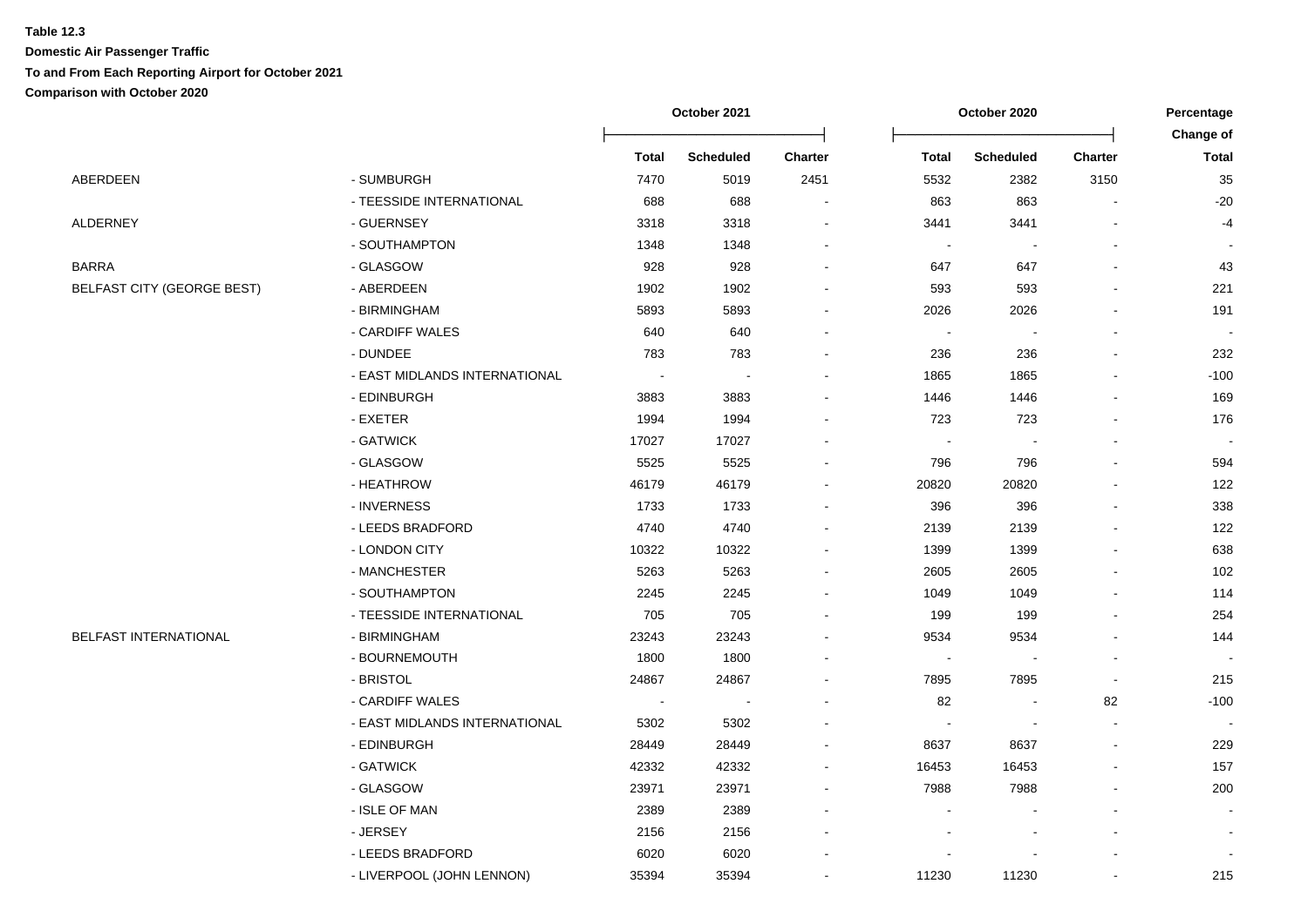**Table 12.3**

**Domestic Air Passenger Traffic**

**To and From Each Reporting Airport for October 2021**

**Comparison with October 2020**

| | | October 2021 | | | October 2020 | | | Percentage Change of |
|---|---|---|---|---|---|---|---|---|
| | | **Total** | **Scheduled** | **Charter** | **Total** | **Scheduled** | **Charter** | **Total** |
| ABERDEEN | - SUMBURGH | 7470 | 5019 | 2451 | 5532 | 2382 | 3150 | 35 |
| | - TEESSIDE INTERNATIONAL | 688 | 688 | - | 863 | 863 | - | -20 |
| ALDERNEY | - GUERNSEY | 3318 | 3318 | - | 3441 | 3441 | - | -4 |
| | - SOUTHAMPTON | 1348 | 1348 | - | - | - | - | - |
| BARRA | - GLASGOW | 928 | 928 | - | 647 | 647 | - | 43 |
| BELFAST CITY (GEORGE BEST) | - ABERDEEN | 1902 | 1902 | - | 593 | 593 | - | 221 |
| | - BIRMINGHAM | 5893 | 5893 | - | 2026 | 2026 | - | 191 |
| | - CARDIFF WALES | 640 | 640 | - | - | - | - | - |
| | - DUNDEE | 783 | 783 | - | 236 | 236 | - | 232 |
| | - EAST MIDLANDS INTERNATIONAL | - | - | - | 1865 | 1865 | - | -100 |
| | - EDINBURGH | 3883 | 3883 | - | 1446 | 1446 | - | 169 |
| | - EXETER | 1994 | 1994 | - | 723 | 723 | - | 176 |
| | - GATWICK | 17027 | 17027 | - | - | - | - | - |
| | - GLASGOW | 5525 | 5525 | - | 796 | 796 | - | 594 |
| | - HEATHROW | 46179 | 46179 | - | 20820 | 20820 | - | 122 |
| | - INVERNESS | 1733 | 1733 | - | 396 | 396 | - | 338 |
| | - LEEDS BRADFORD | 4740 | 4740 | - | 2139 | 2139 | - | 122 |
| | - LONDON CITY | 10322 | 10322 | - | 1399 | 1399 | - | 638 |
| | - MANCHESTER | 5263 | 5263 | - | 2605 | 2605 | - | 102 |
| | - SOUTHAMPTON | 2245 | 2245 | - | 1049 | 1049 | - | 114 |
| | - TEESSIDE INTERNATIONAL | 705 | 705 | - | 199 | 199 | - | 254 |
| BELFAST INTERNATIONAL | - BIRMINGHAM | 23243 | 23243 | - | 9534 | 9534 | - | 144 |
| | - BOURNEMOUTH | 1800 | 1800 | - | - | - | - | - |
| | - BRISTOL | 24867 | 24867 | - | 7895 | 7895 | - | 215 |
| | - CARDIFF WALES | - | - | - | 82 | - | 82 | -100 |
| | - EAST MIDLANDS INTERNATIONAL | 5302 | 5302 | - | - | - | - | - |
| | - EDINBURGH | 28449 | 28449 | - | 8637 | 8637 | - | 229 |
| | - GATWICK | 42332 | 42332 | - | 16453 | 16453 | - | 157 |
| | - GLASGOW | 23971 | 23971 | - | 7988 | 7988 | - | 200 |
| | - ISLE OF MAN | 2389 | 2389 | - | - | - | - | - |
| | - JERSEY | 2156 | 2156 | - | - | - | - | - |
| | - LEEDS BRADFORD | 6020 | 6020 | - | - | - | - | - |
| | - LIVERPOOL (JOHN LENNON) | 35394 | 35394 | - | 11230 | 11230 | - | 215 |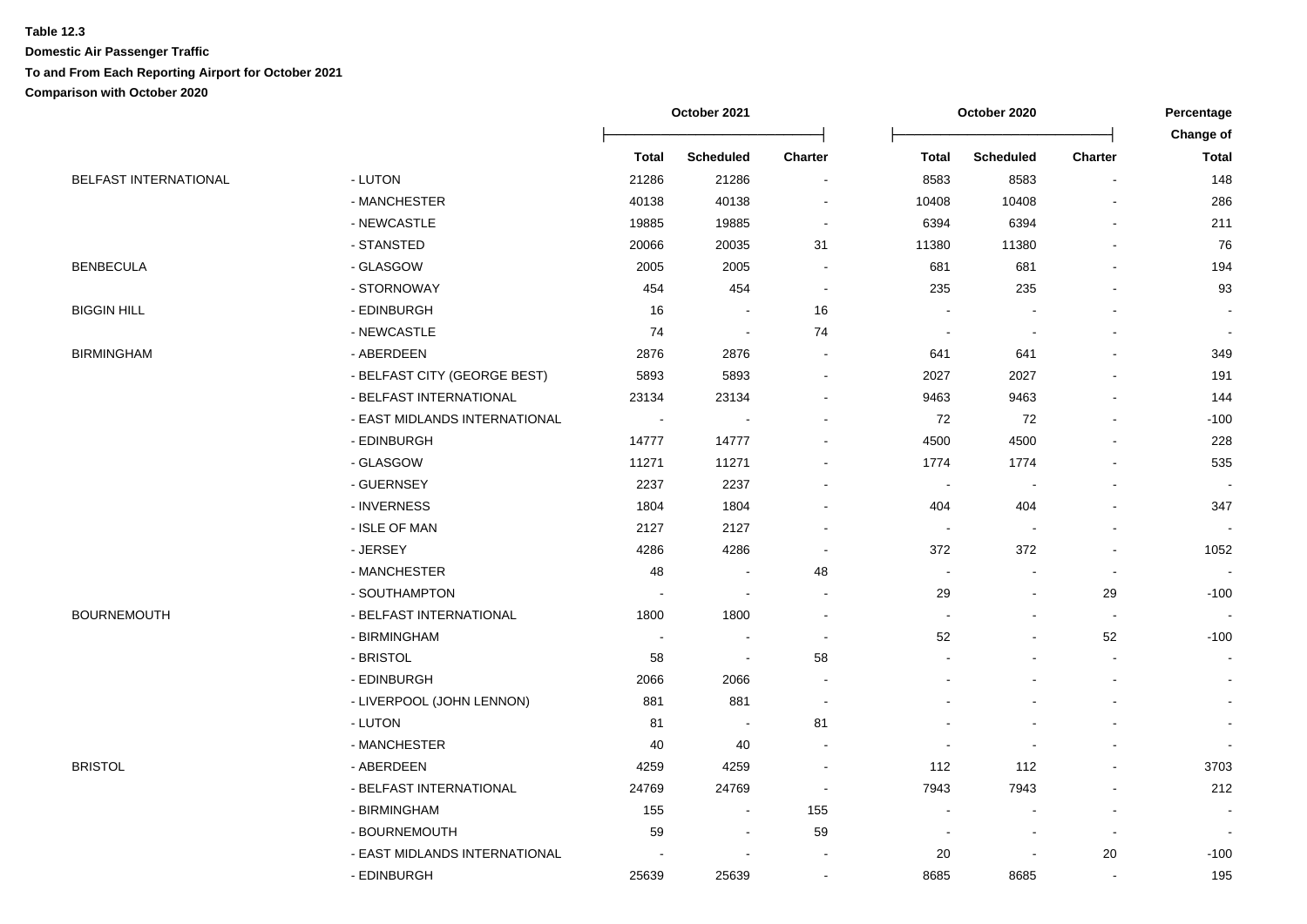**Table 12.3**

**Domestic Air Passenger Traffic**

**To and From Each Reporting Airport for October 2021**

**Comparison with October 2020**

| | | October 2021 | | | October 2020 | | | Percentage Change of |
|---|---|---|---|---|---|---|---|---|
| | | Total | Scheduled | Charter | Total | Scheduled | Charter | Total |
| BELFAST INTERNATIONAL | - LUTON | 21286 | 21286 | - | 8583 | 8583 | - | 148 |
| | - MANCHESTER | 40138 | 40138 | - | 10408 | 10408 | - | 286 |
| | - NEWCASTLE | 19885 | 19885 | - | 6394 | 6394 | - | 211 |
| | - STANSTED | 20066 | 20035 | 31 | 11380 | 11380 | - | 76 |
| BENBECULA | - GLASGOW | 2005 | 2005 | - | 681 | 681 | - | 194 |
| | - STORNOWAY | 454 | 454 | - | 235 | 235 | - | 93 |
| BIGGIN HILL | - EDINBURGH | 16 | - | 16 | - | - | - | - |
| | - NEWCASTLE | 74 | - | 74 | - | - | - | - |
| BIRMINGHAM | - ABERDEEN | 2876 | 2876 | - | 641 | 641 | - | 349 |
| | - BELFAST CITY (GEORGE BEST) | 5893 | 5893 | - | 2027 | 2027 | - | 191 |
| | - BELFAST INTERNATIONAL | 23134 | 23134 | - | 9463 | 9463 | - | 144 |
| | - EAST MIDLANDS INTERNATIONAL | - | - | - | 72 | 72 | - | -100 |
| | - EDINBURGH | 14777 | 14777 | - | 4500 | 4500 | - | 228 |
| | - GLASGOW | 11271 | 11271 | - | 1774 | 1774 | - | 535 |
| | - GUERNSEY | 2237 | 2237 | - | - | - | - | - |
| | - INVERNESS | 1804 | 1804 | - | 404 | 404 | - | 347 |
| | - ISLE OF MAN | 2127 | 2127 | - | - | - | - | - |
| | - JERSEY | 4286 | 4286 | - | 372 | 372 | - | 1052 |
| | - MANCHESTER | 48 | - | 48 | - | - | - | - |
| | - SOUTHAMPTON | - | - | - | 29 | - | 29 | -100 |
| BOURNEMOUTH | - BELFAST INTERNATIONAL | 1800 | 1800 | - | - | - | - | - |
| | - BIRMINGHAM | - | - | - | 52 | - | 52 | -100 |
| | - BRISTOL | 58 | - | 58 | - | - | - | - |
| | - EDINBURGH | 2066 | 2066 | - | - | - | - | - |
| | - LIVERPOOL (JOHN LENNON) | 881 | 881 | - | - | - | - | - |
| | - LUTON | 81 | - | 81 | - | - | - | - |
| | - MANCHESTER | 40 | 40 | - | - | - | - | - |
| BRISTOL | - ABERDEEN | 4259 | 4259 | - | 112 | 112 | - | 3703 |
| | - BELFAST INTERNATIONAL | 24769 | 24769 | - | 7943 | 7943 | - | 212 |
| | - BIRMINGHAM | 155 | - | 155 | - | - | - | - |
| | - BOURNEMOUTH | 59 | - | 59 | - | - | - | - |
| | - EAST MIDLANDS INTERNATIONAL | - | - | - | 20 | - | 20 | -100 |
| | - EDINBURGH | 25639 | 25639 | - | 8685 | 8685 | - | 195 |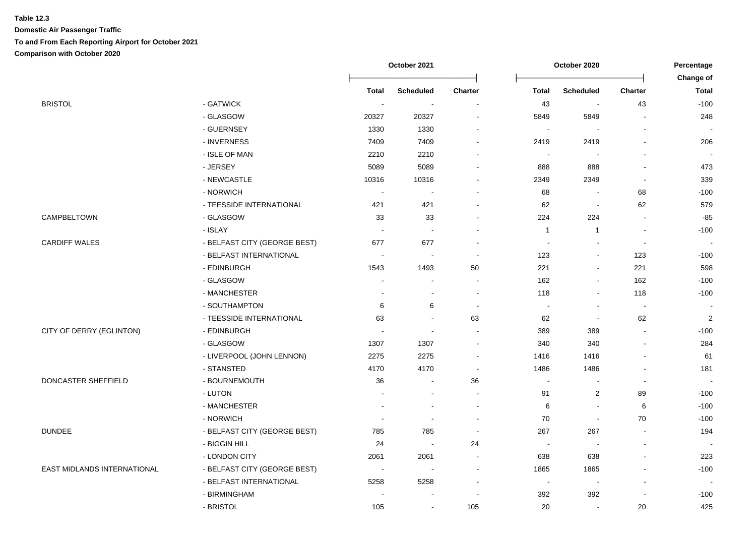**Table 12.3**

**Domestic Air Passenger Traffic**

**To and From Each Reporting Airport for October 2021**

**Comparison with October 2020**

| | | October 2021 | | | October 2020 | | | Percentage Change of |
|---|---|---|---|---|---|---|---|---|
| | | Total | Scheduled | Charter | Total | Scheduled | Charter | Total |
| BRISTOL | - GATWICK | - | - | - | 43 | - | 43 | -100 |
| | - GLASGOW | 20327 | 20327 | - | 5849 | 5849 | - | 248 |
| | - GUERNSEY | 1330 | 1330 | - | - | - | - | - |
| | - INVERNESS | 7409 | 7409 | - | 2419 | 2419 | - | 206 |
| | - ISLE OF MAN | 2210 | 2210 | - | - | - | - | - |
| | - JERSEY | 5089 | 5089 | - | 888 | 888 | - | 473 |
| | - NEWCASTLE | 10316 | 10316 | - | 2349 | 2349 | - | 339 |
| | - NORWICH | - | - | - | 68 | - | 68 | -100 |
| | - TEESSIDE INTERNATIONAL | 421 | 421 | - | 62 | - | 62 | 579 |
| CAMPBELTOWN | - GLASGOW | 33 | 33 | - | 224 | 224 | - | -85 |
| | - ISLAY | - | - | - | 1 | 1 | - | -100 |
| CARDIFF WALES | - BELFAST CITY (GEORGE BEST) | 677 | 677 | - | - | - | - | - |
| | - BELFAST INTERNATIONAL | - | - | - | 123 | - | 123 | -100 |
| | - EDINBURGH | 1543 | 1493 | 50 | 221 | - | 221 | 598 |
| | - GLASGOW | - | - | - | 162 | - | 162 | -100 |
| | - MANCHESTER | - | - | - | 118 | - | 118 | -100 |
| | - SOUTHAMPTON | 6 | 6 | - | - | - | - | - |
| | - TEESSIDE INTERNATIONAL | 63 | - | 63 | 62 | - | 62 | 2 |
| CITY OF DERRY (EGLINTON) | - EDINBURGH | - | - | - | 389 | 389 | - | -100 |
| | - GLASGOW | 1307 | 1307 | - | 340 | 340 | - | 284 |
| | - LIVERPOOL (JOHN LENNON) | 2275 | 2275 | - | 1416 | 1416 | - | 61 |
| | - STANSTED | 4170 | 4170 | - | 1486 | 1486 | - | 181 |
| DONCASTER SHEFFIELD | - BOURNEMOUTH | 36 | - | 36 | - | - | - | - |
| | - LUTON | - | - | - | 91 | 2 | 89 | -100 |
| | - MANCHESTER | - | - | - | 6 | - | 6 | -100 |
| | - NORWICH | - | - | - | 70 | - | 70 | -100 |
| DUNDEE | - BELFAST CITY (GEORGE BEST) | 785 | 785 | - | 267 | 267 | - | 194 |
| | - BIGGIN HILL | 24 | - | 24 | - | - | - | - |
| | - LONDON CITY | 2061 | 2061 | - | 638 | 638 | - | 223 |
| EAST MIDLANDS INTERNATIONAL | - BELFAST CITY (GEORGE BEST) | - | - | - | 1865 | 1865 | - | -100 |
| | - BELFAST INTERNATIONAL | 5258 | 5258 | - | - | - | - | - |
| | - BIRMINGHAM | - | - | - | 392 | 392 | - | -100 |
| | - BRISTOL | 105 | - | 105 | 20 | - | 20 | 425 |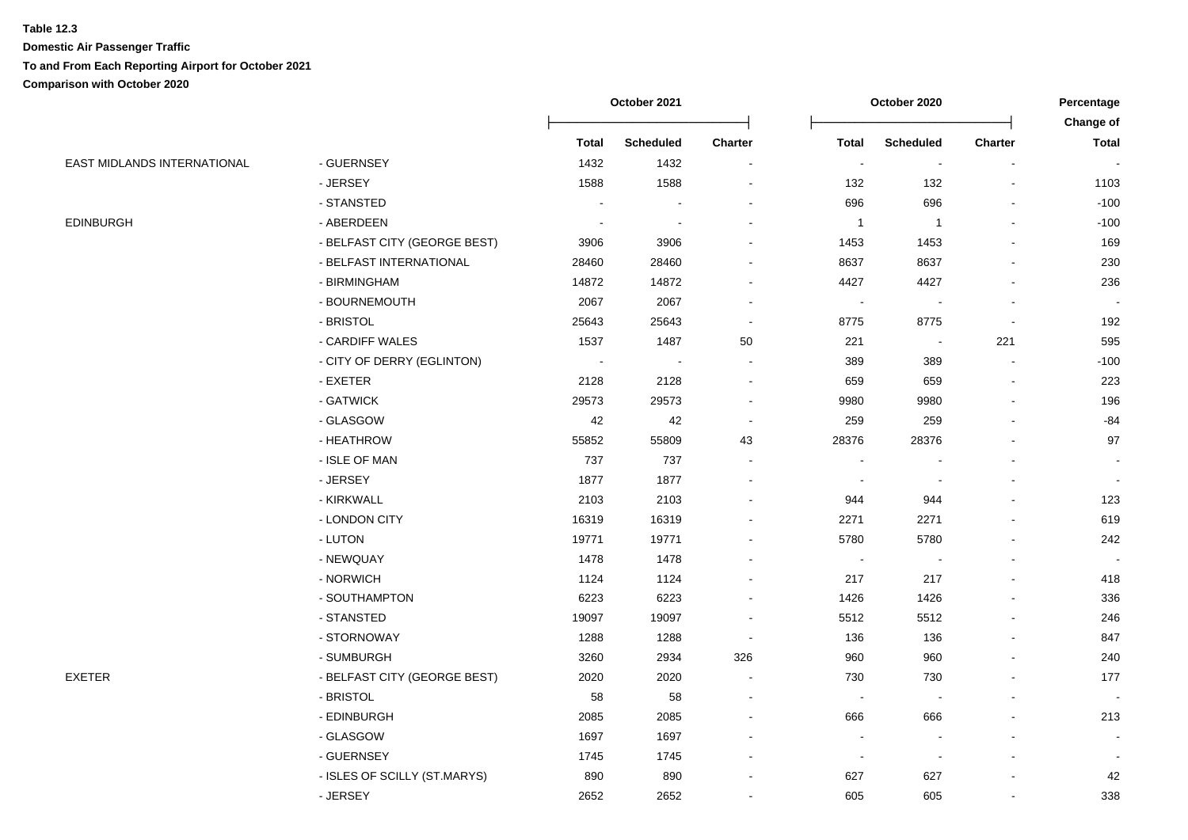**Table 12.3**

**Domestic Air Passenger Traffic**

**To and From Each Reporting Airport for October 2021**

**Comparison with October 2020**

| | | October 2021 | | | October 2020 | | | Percentage Change of |
|---|---|---|---|---|---|---|---|---|
| | | Total | Scheduled | Charter | Total | Scheduled | Charter | Total |
| EAST MIDLANDS INTERNATIONAL | - GUERNSEY | 1432 | 1432 | - | - | - | - | - |
| | - JERSEY | 1588 | 1588 | - | 132 | 132 | - | 1103 |
| | - STANSTED | - | - | - | 696 | 696 | - | -100 |
| EDINBURGH | - ABERDEEN | - | - | - | 1 | 1 | - | -100 |
| | - BELFAST CITY (GEORGE BEST) | 3906 | 3906 | - | 1453 | 1453 | - | 169 |
| | - BELFAST INTERNATIONAL | 28460 | 28460 | - | 8637 | 8637 | - | 230 |
| | - BIRMINGHAM | 14872 | 14872 | - | 4427 | 4427 | - | 236 |
| | - BOURNEMOUTH | 2067 | 2067 | - | - | - | - | - |
| | - BRISTOL | 25643 | 25643 | - | 8775 | 8775 | - | 192 |
| | - CARDIFF WALES | 1537 | 1487 | 50 | 221 | - | 221 | 595 |
| | - CITY OF DERRY (EGLINTON) | - | - | - | 389 | 389 | - | -100 |
| | - EXETER | 2128 | 2128 | - | 659 | 659 | - | 223 |
| | - GATWICK | 29573 | 29573 | - | 9980 | 9980 | - | 196 |
| | - GLASGOW | 42 | 42 | - | 259 | 259 | - | -84 |
| | - HEATHROW | 55852 | 55809 | 43 | 28376 | 28376 | - | 97 |
| | - ISLE OF MAN | 737 | 737 | - | - | - | - | - |
| | - JERSEY | 1877 | 1877 | - | - | - | - | - |
| | - KIRKWALL | 2103 | 2103 | - | 944 | 944 | - | 123 |
| | - LONDON CITY | 16319 | 16319 | - | 2271 | 2271 | - | 619 |
| | - LUTON | 19771 | 19771 | - | 5780 | 5780 | - | 242 |
| | - NEWQUAY | 1478 | 1478 | - | - | - | - | - |
| | - NORWICH | 1124 | 1124 | - | 217 | 217 | - | 418 |
| | - SOUTHAMPTON | 6223 | 6223 | - | 1426 | 1426 | - | 336 |
| | - STANSTED | 19097 | 19097 | - | 5512 | 5512 | - | 246 |
| | - STORNOWAY | 1288 | 1288 | - | 136 | 136 | - | 847 |
| | - SUMBURGH | 3260 | 2934 | 326 | 960 | 960 | - | 240 |
| EXETER | - BELFAST CITY (GEORGE BEST) | 2020 | 2020 | - | 730 | 730 | - | 177 |
| | - BRISTOL | 58 | 58 | - | - | - | - | - |
| | - EDINBURGH | 2085 | 2085 | - | 666 | 666 | - | 213 |
| | - GLASGOW | 1697 | 1697 | - | - | - | - | - |
| | - GUERNSEY | 1745 | 1745 | - | - | - | - | - |
| | - ISLES OF SCILLY (ST.MARYS) | 890 | 890 | - | 627 | 627 | - | 42 |
| | - JERSEY | 2652 | 2652 | - | 605 | 605 | - | 338 |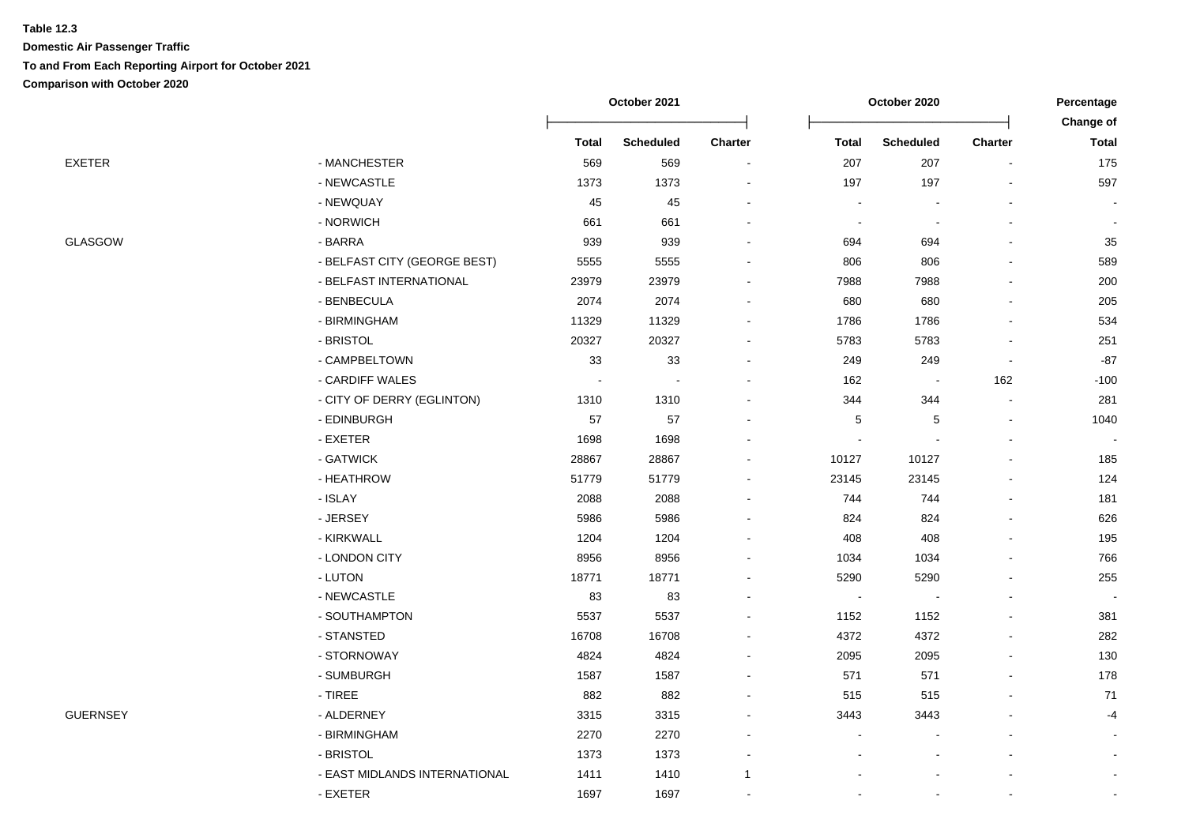**Table 12.3**

**Domestic Air Passenger Traffic**

**To and From Each Reporting Airport for October 2021**

**Comparison with October 2020**

| | | October 2021 | | | October 2020 | | | Percentage Change of |
|---|---|---|---|---|---|---|---|---|
| | | Total | Scheduled | Charter | Total | Scheduled | Charter | Total |
| EXETER | - MANCHESTER | 569 | 569 | - | 207 | 207 | - | 175 |
| | - NEWCASTLE | 1373 | 1373 | - | 197 | 197 | - | 597 |
| | - NEWQUAY | 45 | 45 | - | - | - | - | - |
| | - NORWICH | 661 | 661 | - | - | - | - | - |
| GLASGOW | - BARRA | 939 | 939 | - | 694 | 694 | - | 35 |
| | - BELFAST CITY (GEORGE BEST) | 5555 | 5555 | - | 806 | 806 | - | 589 |
| | - BELFAST INTERNATIONAL | 23979 | 23979 | - | 7988 | 7988 | - | 200 |
| | - BENBECULA | 2074 | 2074 | - | 680 | 680 | - | 205 |
| | - BIRMINGHAM | 11329 | 11329 | - | 1786 | 1786 | - | 534 |
| | - BRISTOL | 20327 | 20327 | - | 5783 | 5783 | - | 251 |
| | - CAMPBELTOWN | 33 | 33 | - | 249 | 249 | - | -87 |
| | - CARDIFF WALES | - | - | - | 162 | - | 162 | -100 |
| | - CITY OF DERRY (EGLINTON) | 1310 | 1310 | - | 344 | 344 | - | 281 |
| | - EDINBURGH | 57 | 57 | - | 5 | 5 | - | 1040 |
| | - EXETER | 1698 | 1698 | - | - | - | - | - |
| | - GATWICK | 28867 | 28867 | - | 10127 | 10127 | - | 185 |
| | - HEATHROW | 51779 | 51779 | - | 23145 | 23145 | - | 124 |
| | - ISLAY | 2088 | 2088 | - | 744 | 744 | - | 181 |
| | - JERSEY | 5986 | 5986 | - | 824 | 824 | - | 626 |
| | - KIRKWALL | 1204 | 1204 | - | 408 | 408 | - | 195 |
| | - LONDON CITY | 8956 | 8956 | - | 1034 | 1034 | - | 766 |
| | - LUTON | 18771 | 18771 | - | 5290 | 5290 | - | 255 |
| | - NEWCASTLE | 83 | 83 | - | - | - | - | - |
| | - SOUTHAMPTON | 5537 | 5537 | - | 1152 | 1152 | - | 381 |
| | - STANSTED | 16708 | 16708 | - | 4372 | 4372 | - | 282 |
| | - STORNOWAY | 4824 | 4824 | - | 2095 | 2095 | - | 130 |
| | - SUMBURGH | 1587 | 1587 | - | 571 | 571 | - | 178 |
| | - TIREE | 882 | 882 | - | 515 | 515 | - | 71 |
| GUERNSEY | - ALDERNEY | 3315 | 3315 | - | 3443 | 3443 | - | -4 |
| | - BIRMINGHAM | 2270 | 2270 | - | - | - | - | - |
| | - BRISTOL | 1373 | 1373 | - | - | - | - | - |
| | - EAST MIDLANDS INTERNATIONAL | 1411 | 1410 | 1 | - | - | - | - |
| | - EXETER | 1697 | 1697 | - | - | - | - | - |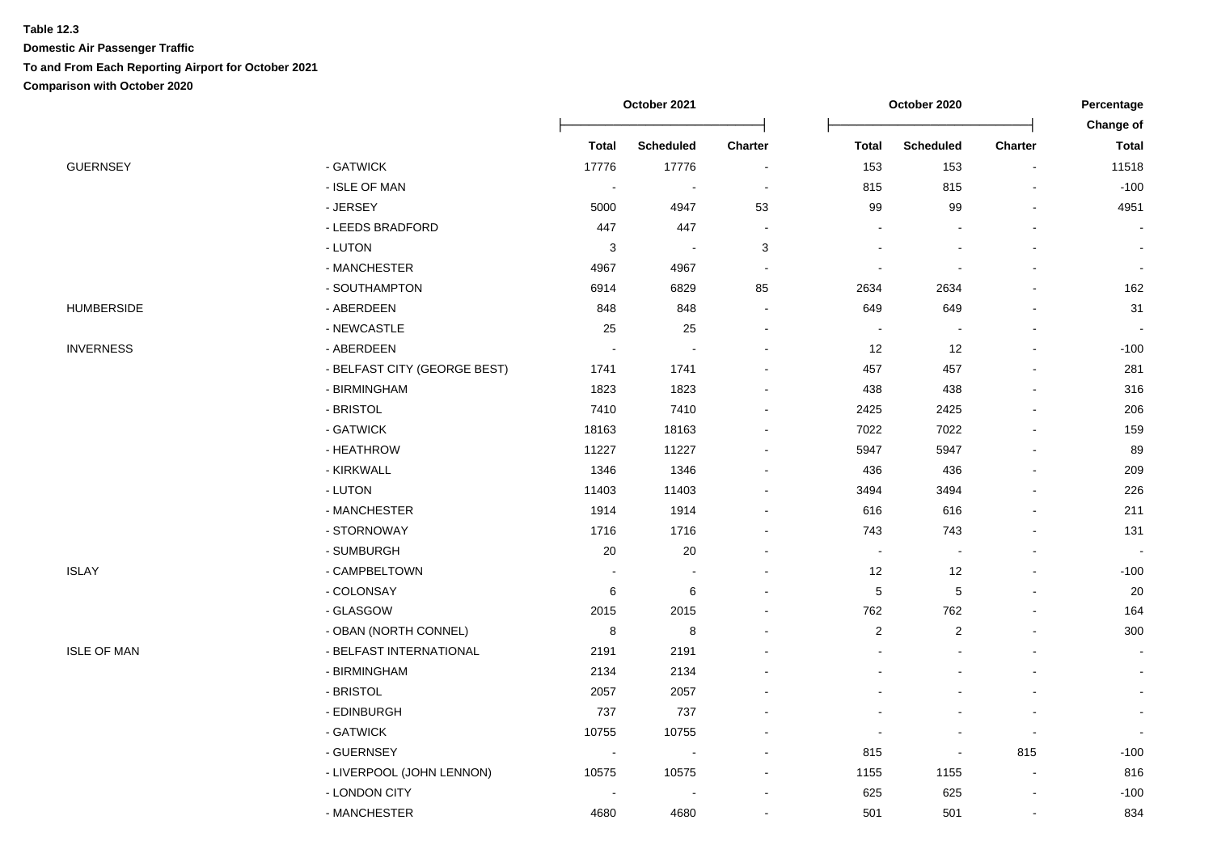**Table 12.3**

**Domestic Air Passenger Traffic**

**To and From Each Reporting Airport for October 2021**

**Comparison with October 2020**

| | | October 2021 | | | October 2020 | | | Percentage Change of |
|---|---|---|---|---|---|---|---|---|
| | | Total | Scheduled | Charter | Total | Scheduled | Charter | Total |
| GUERNSEY | - GATWICK | 17776 | 17776 | - | 153 | 153 | - | 11518 |
| | - ISLE OF MAN | - | - | - | 815 | 815 | - | -100 |
| | - JERSEY | 5000 | 4947 | 53 | 99 | 99 | - | 4951 |
| | - LEEDS BRADFORD | 447 | 447 | - | - | - | - | - |
| | - LUTON | 3 | - | 3 | - | - | - | - |
| | - MANCHESTER | 4967 | 4967 | - | - | - | - | - |
| | - SOUTHAMPTON | 6914 | 6829 | 85 | 2634 | 2634 | - | 162 |
| HUMBERSIDE | - ABERDEEN | 848 | 848 | - | 649 | 649 | - | 31 |
| | - NEWCASTLE | 25 | 25 | - | - | - | - | - |
| INVERNESS | - ABERDEEN | - | - | - | 12 | 12 | - | -100 |
| | - BELFAST CITY (GEORGE BEST) | 1741 | 1741 | - | 457 | 457 | - | 281 |
| | - BIRMINGHAM | 1823 | 1823 | - | 438 | 438 | - | 316 |
| | - BRISTOL | 7410 | 7410 | - | 2425 | 2425 | - | 206 |
| | - GATWICK | 18163 | 18163 | - | 7022 | 7022 | - | 159 |
| | - HEATHROW | 11227 | 11227 | - | 5947 | 5947 | - | 89 |
| | - KIRKWALL | 1346 | 1346 | - | 436 | 436 | - | 209 |
| | - LUTON | 11403 | 11403 | - | 3494 | 3494 | - | 226 |
| | - MANCHESTER | 1914 | 1914 | - | 616 | 616 | - | 211 |
| | - STORNOWAY | 1716 | 1716 | - | 743 | 743 | - | 131 |
| | - SUMBURGH | 20 | 20 | - | - | - | - | - |
| ISLAY | - CAMPBELTOWN | - | - | - | 12 | 12 | - | -100 |
| | - COLONSAY | 6 | 6 | - | 5 | 5 | - | 20 |
| | - GLASGOW | 2015 | 2015 | - | 762 | 762 | - | 164 |
| | - OBAN (NORTH CONNEL) | 8 | 8 | - | 2 | 2 | - | 300 |
| ISLE OF MAN | - BELFAST INTERNATIONAL | 2191 | 2191 | - | - | - | - | - |
| | - BIRMINGHAM | 2134 | 2134 | - | - | - | - | - |
| | - BRISTOL | 2057 | 2057 | - | - | - | - | - |
| | - EDINBURGH | 737 | 737 | - | - | - | - | - |
| | - GATWICK | 10755 | 10755 | - | - | - | - | - |
| | - GUERNSEY | - | - | - | 815 | - | 815 | -100 |
| | - LIVERPOOL (JOHN LENNON) | 10575 | 10575 | - | 1155 | 1155 | - | 816 |
| | - LONDON CITY | - | - | - | 625 | 625 | - | -100 |
| | - MANCHESTER | 4680 | 4680 | - | 501 | 501 | - | 834 |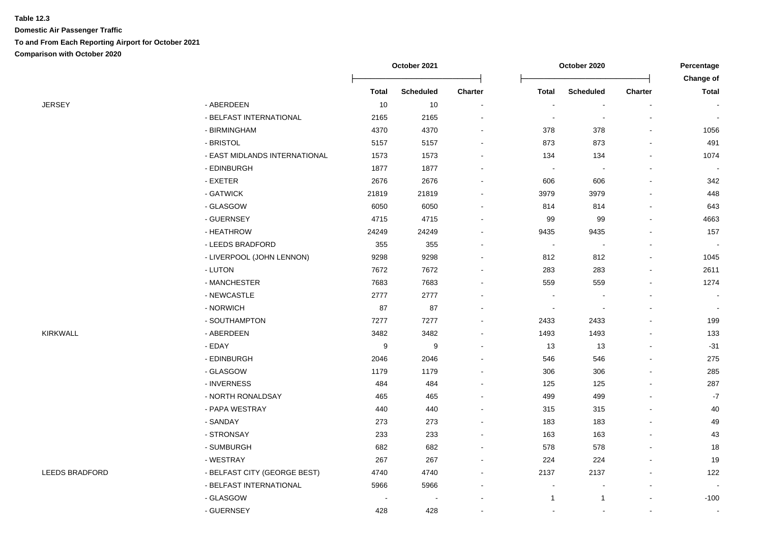**Table 12.3**

**Domestic Air Passenger Traffic**

**To and From Each Reporting Airport for October 2021**

**Comparison with October 2020**

| | | October 2021 | | | October 2020 | | | Percentage Change of |
|---|---|---|---|---|---|---|---|---|
| | | **Total** | **Scheduled** | **Charter** | **Total** | **Scheduled** | **Charter** | **Total** |
| JERSEY | - ABERDEEN | 10 | 10 | - | - | - | - | - |
| | - BELFAST INTERNATIONAL | 2165 | 2165 | - | - | - | - | - |
| | - BIRMINGHAM | 4370 | 4370 | - | 378 | 378 | - | 1056 |
| | - BRISTOL | 5157 | 5157 | - | 873 | 873 | - | 491 |
| | - EAST MIDLANDS INTERNATIONAL | 1573 | 1573 | - | 134 | 134 | - | 1074 |
| | - EDINBURGH | 1877 | 1877 | - | - | - | - | - |
| | - EXETER | 2676 | 2676 | - | 606 | 606 | - | 342 |
| | - GATWICK | 21819 | 21819 | - | 3979 | 3979 | - | 448 |
| | - GLASGOW | 6050 | 6050 | - | 814 | 814 | - | 643 |
| | - GUERNSEY | 4715 | 4715 | - | 99 | 99 | - | 4663 |
| | - HEATHROW | 24249 | 24249 | - | 9435 | 9435 | - | 157 |
| | - LEEDS BRADFORD | 355 | 355 | - | - | - | - | - |
| | - LIVERPOOL (JOHN LENNON) | 9298 | 9298 | - | 812 | 812 | - | 1045 |
| | - LUTON | 7672 | 7672 | - | 283 | 283 | - | 2611 |
| | - MANCHESTER | 7683 | 7683 | - | 559 | 559 | - | 1274 |
| | - NEWCASTLE | 2777 | 2777 | - | - | - | - | - |
| | - NORWICH | 87 | 87 | - | - | - | - | - |
| | - SOUTHAMPTON | 7277 | 7277 | - | 2433 | 2433 | - | 199 |
| KIRKWALL | - ABERDEEN | 3482 | 3482 | - | 1493 | 1493 | - | 133 |
| | - EDAY | 9 | 9 | - | 13 | 13 | - | -31 |
| | - EDINBURGH | 2046 | 2046 | - | 546 | 546 | - | 275 |
| | - GLASGOW | 1179 | 1179 | - | 306 | 306 | - | 285 |
| | - INVERNESS | 484 | 484 | - | 125 | 125 | - | 287 |
| | - NORTH RONALDSAY | 465 | 465 | - | 499 | 499 | - | -7 |
| | - PAPA WESTRAY | 440 | 440 | - | 315 | 315 | - | 40 |
| | - SANDAY | 273 | 273 | - | 183 | 183 | - | 49 |
| | - STRONSAY | 233 | 233 | - | 163 | 163 | - | 43 |
| | - SUMBURGH | 682 | 682 | - | 578 | 578 | - | 18 |
| | - WESTRAY | 267 | 267 | - | 224 | 224 | - | 19 |
| LEEDS BRADFORD | - BELFAST CITY (GEORGE BEST) | 4740 | 4740 | - | 2137 | 2137 | - | 122 |
| | - BELFAST INTERNATIONAL | 5966 | 5966 | - | - | - | - | - |
| | - GLASGOW | - | - | - | 1 | 1 | - | -100 |
| | - GUERNSEY | 428 | 428 | - | - | - | - | - |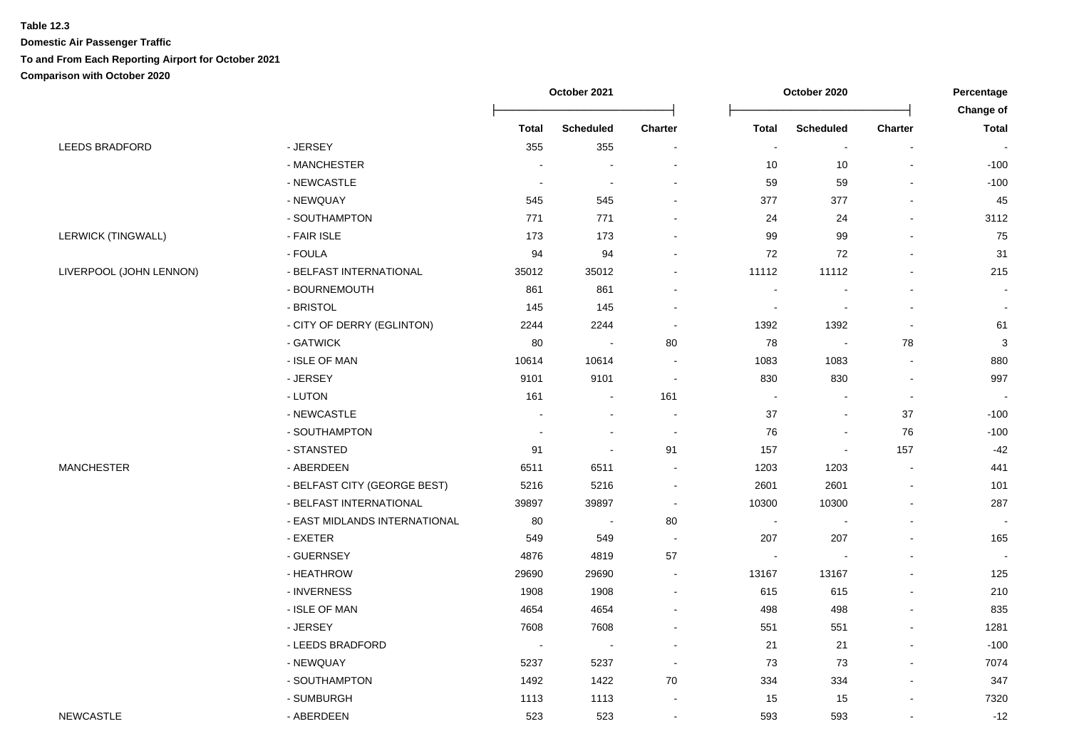**Table 12.3**

**Domestic Air Passenger Traffic**

**To and From Each Reporting Airport for October 2021**

**Comparison with October 2020**

| | | October 2021 | | | October 2020 | | | Percentage Change of |
|---|---|---|---|---|---|---|---|---|
| | | Total | Scheduled | Charter | Total | Scheduled | Charter | Total |
| LEEDS BRADFORD | - JERSEY | 355 | 355 | - | - | - | - | - |
| | - MANCHESTER | - | - | - | 10 | 10 | - | -100 |
| | - NEWCASTLE | - | - | - | 59 | 59 | - | -100 |
| | - NEWQUAY | 545 | 545 | - | 377 | 377 | - | 45 |
| | - SOUTHAMPTON | 771 | 771 | - | 24 | 24 | - | 3112 |
| LERWICK (TINGWALL) | - FAIR ISLE | 173 | 173 | - | 99 | 99 | - | 75 |
| | - FOULA | 94 | 94 | - | 72 | 72 | - | 31 |
| LIVERPOOL (JOHN LENNON) | - BELFAST INTERNATIONAL | 35012 | 35012 | - | 11112 | 11112 | - | 215 |
| | - BOURNEMOUTH | 861 | 861 | - | - | - | - | - |
| | - BRISTOL | 145 | 145 | - | - | - | - | - |
| | - CITY OF DERRY (EGLINTON) | 2244 | 2244 | - | 1392 | 1392 | - | 61 |
| | - GATWICK | 80 | - | 80 | 78 | - | 78 | 3 |
| | - ISLE OF MAN | 10614 | 10614 | - | 1083 | 1083 | - | 880 |
| | - JERSEY | 9101 | 9101 | - | 830 | 830 | - | 997 |
| | - LUTON | 161 | - | 161 | - | - | - | - |
| | - NEWCASTLE | - | - | - | 37 | - | 37 | -100 |
| | - SOUTHAMPTON | - | - | - | 76 | - | 76 | -100 |
| | - STANSTED | 91 | - | 91 | 157 | - | 157 | -42 |
| MANCHESTER | - ABERDEEN | 6511 | 6511 | - | 1203 | 1203 | - | 441 |
| | - BELFAST CITY (GEORGE BEST) | 5216 | 5216 | - | 2601 | 2601 | - | 101 |
| | - BELFAST INTERNATIONAL | 39897 | 39897 | - | 10300 | 10300 | - | 287 |
| | - EAST MIDLANDS INTERNATIONAL | 80 | - | 80 | - | - | - | - |
| | - EXETER | 549 | 549 | - | 207 | 207 | - | 165 |
| | - GUERNSEY | 4876 | 4819 | 57 | - | - | - | - |
| | - HEATHROW | 29690 | 29690 | - | 13167 | 13167 | - | 125 |
| | - INVERNESS | 1908 | 1908 | - | 615 | 615 | - | 210 |
| | - ISLE OF MAN | 4654 | 4654 | - | 498 | 498 | - | 835 |
| | - JERSEY | 7608 | 7608 | - | 551 | 551 | - | 1281 |
| | - LEEDS BRADFORD | - | - | - | 21 | 21 | - | -100 |
| | - NEWQUAY | 5237 | 5237 | - | 73 | 73 | - | 7074 |
| | - SOUTHAMPTON | 1492 | 1422 | 70 | 334 | 334 | - | 347 |
| | - SUMBURGH | 1113 | 1113 | - | 15 | 15 | - | 7320 |
| NEWCASTLE | - ABERDEEN | 523 | 523 | - | 593 | 593 | - | -12 |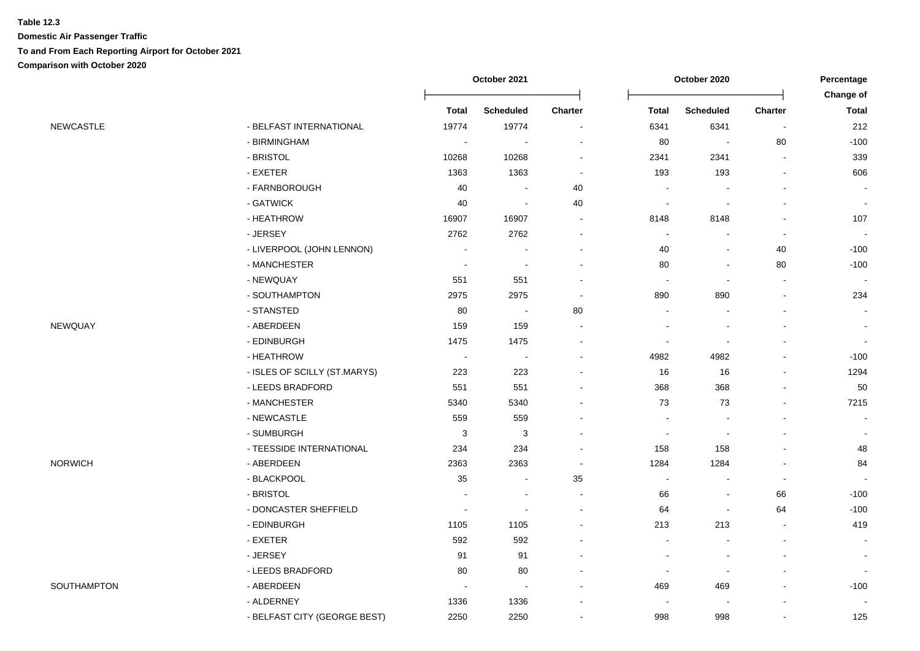**Table 12.3**

**Domestic Air Passenger Traffic**

**To and From Each Reporting Airport for October 2021**

**Comparison with October 2020**

| | | October 2021 | | | October 2020 | | | Percentage Change of |
|---|---|---|---|---|---|---|---|---|
| | | Total | Scheduled | Charter | Total | Scheduled | Charter | Total |
| NEWCASTLE | - BELFAST INTERNATIONAL | 19774 | 19774 | - | 6341 | 6341 | - | 212 |
| | - BIRMINGHAM | - | - | - | 80 | - | 80 | -100 |
| | - BRISTOL | 10268 | 10268 | - | 2341 | 2341 | - | 339 |
| | - EXETER | 1363 | 1363 | - | 193 | 193 | - | 606 |
| | - FARNBOROUGH | 40 | - | 40 | - | - | - | - |
| | - GATWICK | 40 | - | 40 | - | - | - | - |
| | - HEATHROW | 16907 | 16907 | - | 8148 | 8148 | - | 107 |
| | - JERSEY | 2762 | 2762 | - | - | - | - | - |
| | - LIVERPOOL (JOHN LENNON) | - | - | - | 40 | - | 40 | -100 |
| | - MANCHESTER | - | - | - | 80 | - | 80 | -100 |
| | - NEWQUAY | 551 | 551 | - | - | - | - | - |
| | - SOUTHAMPTON | 2975 | 2975 | - | 890 | 890 | - | 234 |
| | - STANSTED | 80 | - | 80 | - | - | - | - |
| NEWQUAY | - ABERDEEN | 159 | 159 | - | - | - | - | - |
| | - EDINBURGH | 1475 | 1475 | - | - | - | - | - |
| | - HEATHROW | - | - | - | 4982 | 4982 | - | -100 |
| | - ISLES OF SCILLY (ST.MARYS) | 223 | 223 | - | 16 | 16 | - | 1294 |
| | - LEEDS BRADFORD | 551 | 551 | - | 368 | 368 | - | 50 |
| | - MANCHESTER | 5340 | 5340 | - | 73 | 73 | - | 7215 |
| | - NEWCASTLE | 559 | 559 | - | - | - | - | - |
| | - SUMBURGH | 3 | 3 | - | - | - | - | - |
| | - TEESSIDE INTERNATIONAL | 234 | 234 | - | 158 | 158 | - | 48 |
| NORWICH | - ABERDEEN | 2363 | 2363 | - | 1284 | 1284 | - | 84 |
| | - BLACKPOOL | 35 | - | 35 | - | - | - | - |
| | - BRISTOL | - | - | - | 66 | - | 66 | -100 |
| | - DONCASTER SHEFFIELD | - | - | - | 64 | - | 64 | -100 |
| | - EDINBURGH | 1105 | 1105 | - | 213 | 213 | - | 419 |
| | - EXETER | 592 | 592 | - | - | - | - | - |
| | - JERSEY | 91 | 91 | - | - | - | - | - |
| | - LEEDS BRADFORD | 80 | 80 | - | - | - | - | - |
| SOUTHAMPTON | - ABERDEEN | - | - | - | 469 | 469 | - | -100 |
| | - ALDERNEY | 1336 | 1336 | - | - | - | - | - |
| | - BELFAST CITY (GEORGE BEST) | 2250 | 2250 | - | 998 | 998 | - | 125 |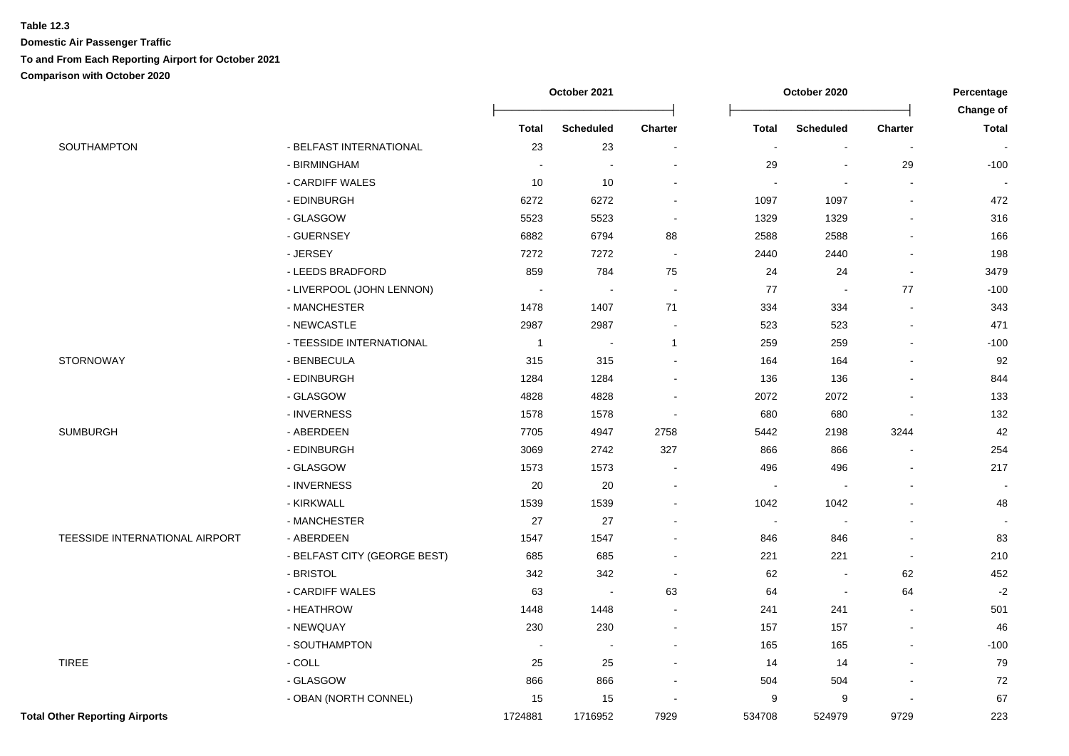**Table 12.3**

**Domestic Air Passenger Traffic**

**To and From Each Reporting Airport for October 2021**

**Comparison with October 2020**

| | | October 2021 | | | October 2020 | | | Percentage Change of |
|---|---|---|---|---|---|---|---|---|
| | | **Total** | **Scheduled** | **Charter** | **Total** | **Scheduled** | **Charter** | **Total** |
| SOUTHAMPTON | - BELFAST INTERNATIONAL | 23 | 23 | - | - | - | - | - |
| | - BIRMINGHAM | - | - | - | 29 | - | 29 | -100 |
| | - CARDIFF WALES | 10 | 10 | - | - | - | - | - |
| | - EDINBURGH | 6272 | 6272 | - | 1097 | 1097 | - | 472 |
| | - GLASGOW | 5523 | 5523 | - | 1329 | 1329 | - | 316 |
| | - GUERNSEY | 6882 | 6794 | 88 | 2588 | 2588 | - | 166 |
| | - JERSEY | 7272 | 7272 | - | 2440 | 2440 | - | 198 |
| | - LEEDS BRADFORD | 859 | 784 | 75 | 24 | 24 | - | 3479 |
| | - LIVERPOOL (JOHN LENNON) | - | - | - | 77 | - | 77 | -100 |
| | - MANCHESTER | 1478 | 1407 | 71 | 334 | 334 | - | 343 |
| | - NEWCASTLE | 2987 | 2987 | - | 523 | 523 | - | 471 |
| | - TEESSIDE INTERNATIONAL | 1 | - | 1 | 259 | 259 | - | -100 |
| STORNOWAY | - BENBECULA | 315 | 315 | - | 164 | 164 | - | 92 |
| | - EDINBURGH | 1284 | 1284 | - | 136 | 136 | - | 844 |
| | - GLASGOW | 4828 | 4828 | - | 2072 | 2072 | - | 133 |
| | - INVERNESS | 1578 | 1578 | - | 680 | 680 | - | 132 |
| SUMBURGH | - ABERDEEN | 7705 | 4947 | 2758 | 5442 | 2198 | 3244 | 42 |
| | - EDINBURGH | 3069 | 2742 | 327 | 866 | 866 | - | 254 |
| | - GLASGOW | 1573 | 1573 | - | 496 | 496 | - | 217 |
| | - INVERNESS | 20 | 20 | - | - | - | - | - |
| | - KIRKWALL | 1539 | 1539 | - | 1042 | 1042 | - | 48 |
| | - MANCHESTER | 27 | 27 | - | - | - | - | - |
| TEESSIDE INTERNATIONAL AIRPORT | - ABERDEEN | 1547 | 1547 | - | 846 | 846 | - | 83 |
| | - BELFAST CITY (GEORGE BEST) | 685 | 685 | - | 221 | 221 | - | 210 |
| | - BRISTOL | 342 | 342 | - | 62 | - | 62 | 452 |
| | - CARDIFF WALES | 63 | - | 63 | 64 | - | 64 | -2 |
| | - HEATHROW | 1448 | 1448 | - | 241 | 241 | - | 501 |
| | - NEWQUAY | 230 | 230 | - | 157 | 157 | - | 46 |
| | - SOUTHAMPTON | - | - | - | 165 | 165 | - | -100 |
| TIREE | - COLL | 25 | 25 | - | 14 | 14 | - | 79 |
| | - GLASGOW | 866 | 866 | - | 504 | 504 | - | 72 |
| | - OBAN (NORTH CONNEL) | 15 | 15 | - | 9 | 9 | - | 67 |
| **Total Other Reporting Airports** | | 1724881 | 1716952 | 7929 | 534708 | 524979 | 9729 | 223 |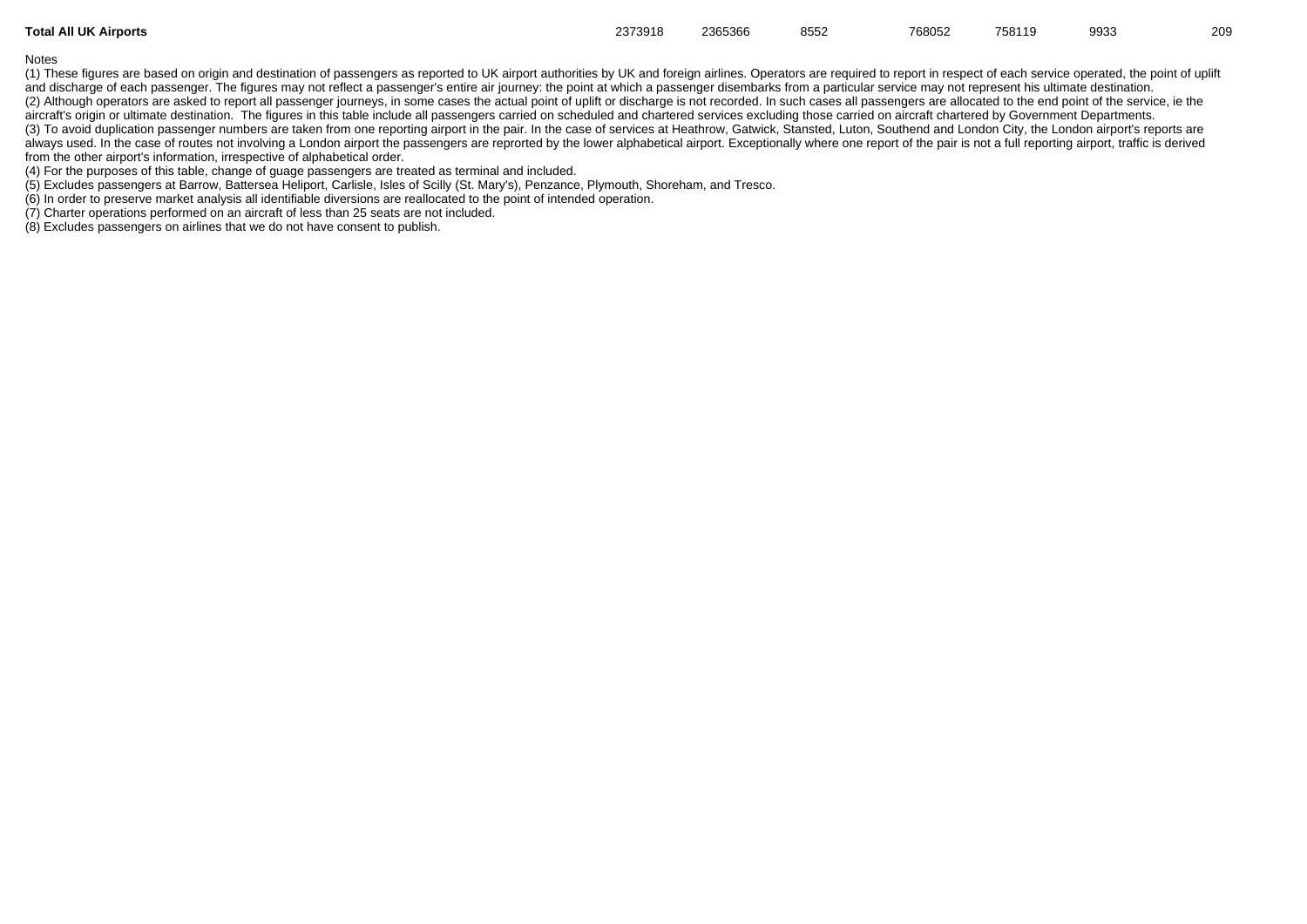| | | | | | | | |
|---|---|---|---|---|---|---|---|
| **Total All UK Airports** | 2373918 | 2365366 | 8552 | 768052 | 758119 | 9933 | 209 |

Notes

(1) These figures are based on origin and destination of passengers as reported to UK airport authorities by UK and foreign airlines. Operators are required to report in respect of each service operated, the point of uplift and discharge of each passenger. The figures may not reflect a passenger's entire air journey: the point at which a passenger disembarks from a particular service may not represent his ultimate destination.

(2) Although operators are asked to report all passenger journeys, in some cases the actual point of uplift or discharge is not recorded. In such cases all passengers are allocated to the end point of the service, ie the aircraft's origin or ultimate destination. The figures in this table include all passengers carried on scheduled and chartered services excluding those carried on aircraft chartered by Government Departments.

(3) To avoid duplication passenger numbers are taken from one reporting airport in the pair. In the case of services at Heathrow, Gatwick, Stansted, Luton, Southend and London City, the London airport's reports are always used. In the case of routes not involving a London airport the passengers are reprorted by the lower alphabetical airport. Exceptionally where one report of the pair is not a full reporting airport, traffic is derived from the other airport's information, irrespective of alphabetical order.

(4) For the purposes of this table, change of guage passengers are treated as terminal and included.

(5) Excludes passengers at Barrow, Battersea Heliport, Carlisle, Isles of Scilly (St. Mary's), Penzance, Plymouth, Shoreham, and Tresco.

(6) In order to preserve market analysis all identifiable diversions are reallocated to the point of intended operation.

(7) Charter operations performed on an aircraft of less than 25 seats are not included.

(8) Excludes passengers on airlines that we do not have consent to publish.